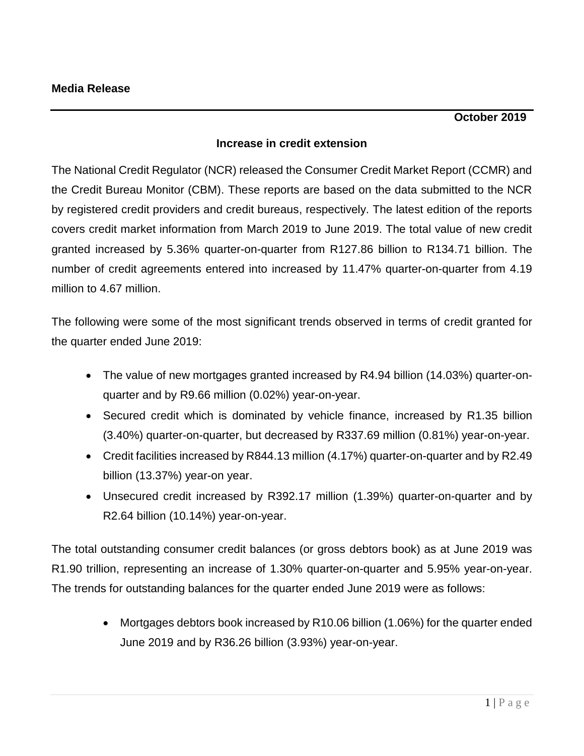**Media Release**

---

**October 2019**

**Increase in credit extension**

The National Credit Regulator (NCR) released the Consumer Credit Market Report (CCMR) and the Credit Bureau Monitor (CBM). These reports are based on the data submitted to the NCR by registered credit providers and credit bureaus, respectively. The latest edition of the reports covers credit market information from March 2019 to June 2019. The total value of new credit granted increased by 5.36% quarter-on-quarter from R127.86 billion to R134.71 billion. The number of credit agreements entered into increased by 11.47% quarter-on-quarter from 4.19 million to 4.67 million.

The following were some of the most significant trends observed in terms of credit granted for the quarter ended June 2019:

- The value of new mortgages granted increased by R4.94 billion (14.03%) quarter-on-quarter and by R9.66 million (0.02%) year-on-year.
- Secured credit which is dominated by vehicle finance, increased by R1.35 billion (3.40%) quarter-on-quarter, but decreased by R337.69 million (0.81%) year-on-year.
- Credit facilities increased by R844.13 million (4.17%) quarter-on-quarter and by R2.49 billion (13.37%) year-on year.
- Unsecured credit increased by R392.17 million (1.39%) quarter-on-quarter and by R2.64 billion (10.14%) year-on-year.

The total outstanding consumer credit balances (or gross debtors book) as at June 2019 was R1.90 trillion, representing an increase of 1.30% quarter-on-quarter and 5.95% year-on-year. The trends for outstanding balances for the quarter ended June 2019 were as follows:

- Mortgages debtors book increased by R10.06 billion (1.06%) for the quarter ended June 2019 and by R36.26 billion (3.93%) year-on-year.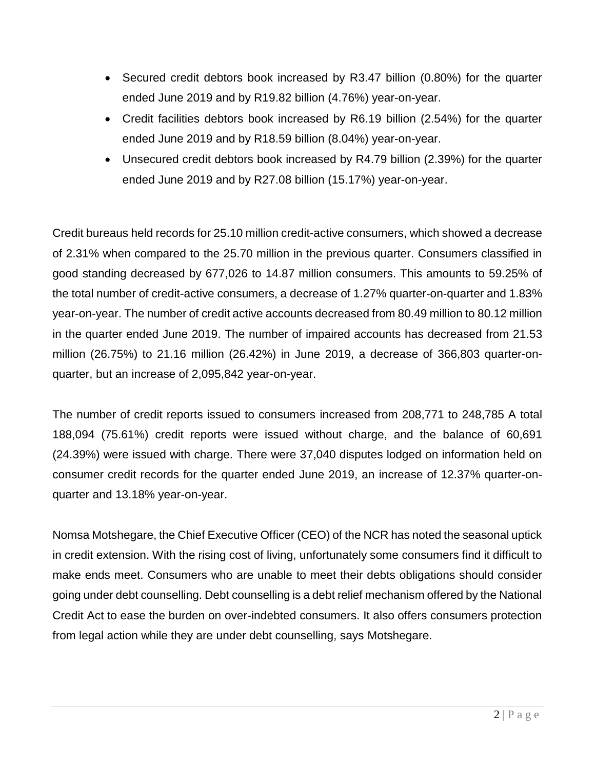- Secured credit debtors book increased by R3.47 billion (0.80%) for the quarter ended June 2019 and by R19.82 billion (4.76%) year-on-year.
- Credit facilities debtors book increased by R6.19 billion (2.54%) for the quarter ended June 2019 and by R18.59 billion (8.04%) year-on-year.
- Unsecured credit debtors book increased by R4.79 billion (2.39%) for the quarter ended June 2019 and by R27.08 billion (15.17%) year-on-year.

Credit bureaus held records for 25.10 million credit-active consumers, which showed a decrease of 2.31% when compared to the 25.70 million in the previous quarter. Consumers classified in good standing decreased by 677,026 to 14.87 million consumers. This amounts to 59.25% of the total number of credit-active consumers, a decrease of 1.27% quarter-on-quarter and 1.83% year-on-year. The number of credit active accounts decreased from 80.49 million to 80.12 million in the quarter ended June 2019. The number of impaired accounts has decreased from 21.53 million (26.75%) to 21.16 million (26.42%) in June 2019, a decrease of 366,803 quarter-on-quarter, but an increase of 2,095,842 year-on-year.

The number of credit reports issued to consumers increased from 208,771 to 248,785 A total 188,094 (75.61%) credit reports were issued without charge, and the balance of 60,691 (24.39%) were issued with charge. There were 37,040 disputes lodged on information held on consumer credit records for the quarter ended June 2019, an increase of 12.37% quarter-on-quarter and 13.18% year-on-year.

Nomsa Motshegare, the Chief Executive Officer (CEO) of the NCR has noted the seasonal uptick in credit extension. With the rising cost of living, unfortunately some consumers find it difficult to make ends meet. Consumers who are unable to meet their debts obligations should consider going under debt counselling. Debt counselling is a debt relief mechanism offered by the National Credit Act to ease the burden on over-indebted consumers. It also offers consumers protection from legal action while they are under debt counselling, says Motshegare.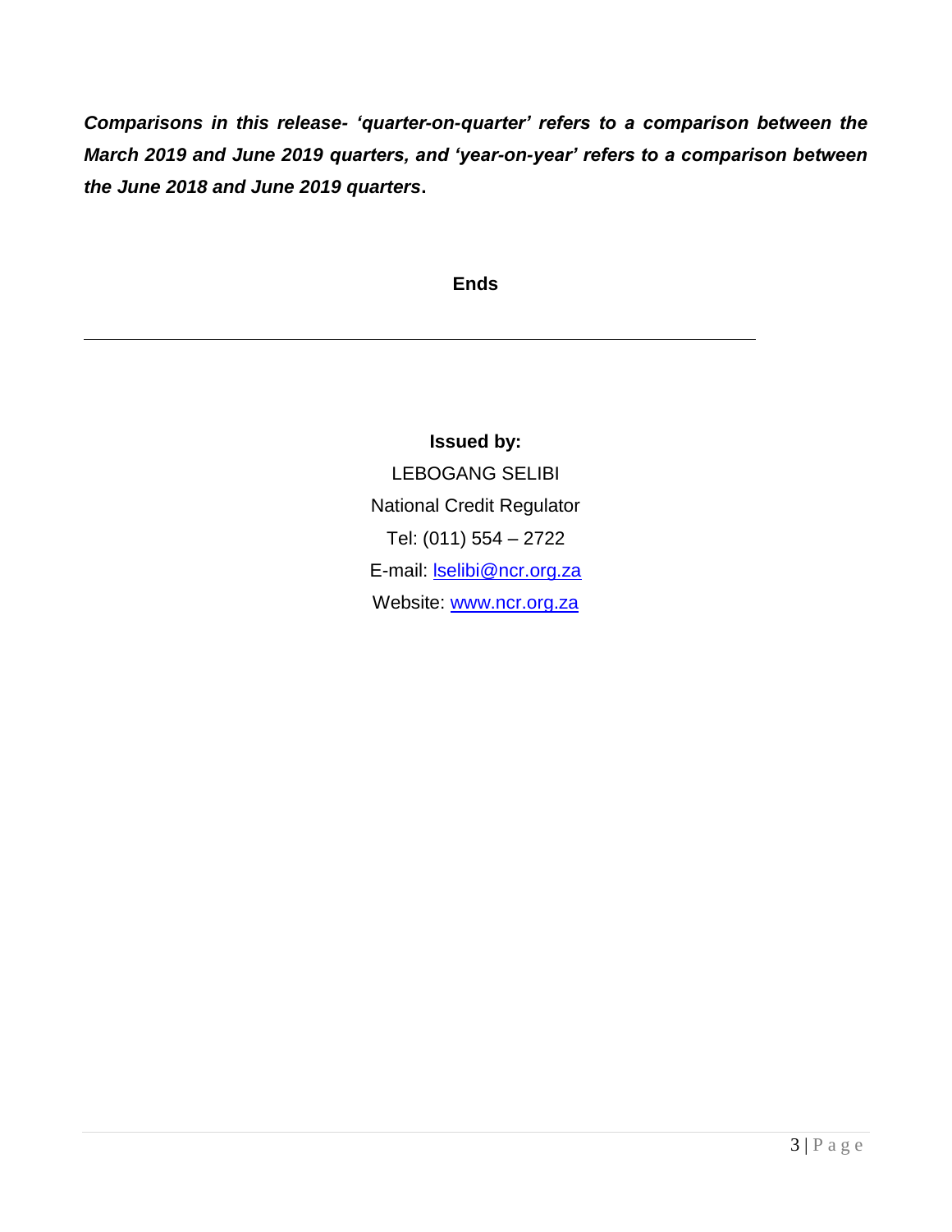***Comparisons in this release- 'quarter-on-quarter' refers to a comparison between the March 2019 and June 2019 quarters, and 'year-on-year' refers to a comparison between the June 2018 and June 2019 quarters*.**

**Ends**

---

**Issued by:**

LEBOGANG SELIBI

National Credit Regulator

Tel: (011) 554 – 2722

E-mail: lselibi@ncr.org.za

Website: www.ncr.org.za